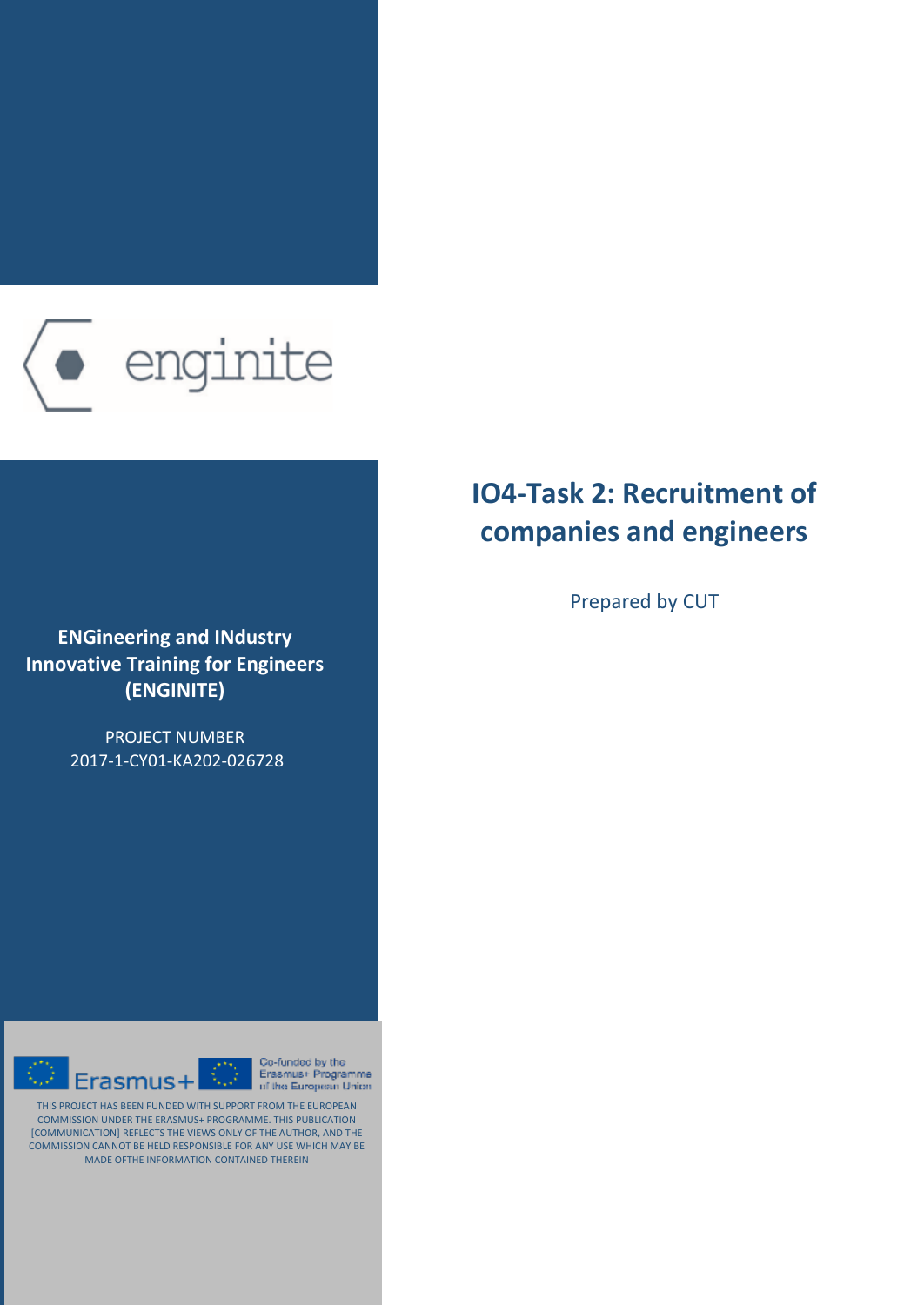enginite

# IO4-Task 2: Recruitment of companies and engineers

Prepared by CUT

**ENGineering and INdustry Innovative Training for Engineers (ENGINITE)**

PROJECT NUMBER
2017-1-CY01-KA202-026728

Erasmus+

Co-funded by the Erasmus+ Programme of the European Union

THIS PROJECT HAS BEEN FUNDED WITH SUPPORT FROM THE EUROPEAN COMMISSION UNDER THE ERASMUS+ PROGRAMME. THIS PUBLICATION [COMMUNICATION] REFLECTS THE VIEWS ONLY OF THE AUTHOR, AND THE COMMISSION CANNOT BE HELD RESPONSIBLE FOR ANY USE WHICH MAY BE MADE OFTHE INFORMATION CONTAINED THEREIN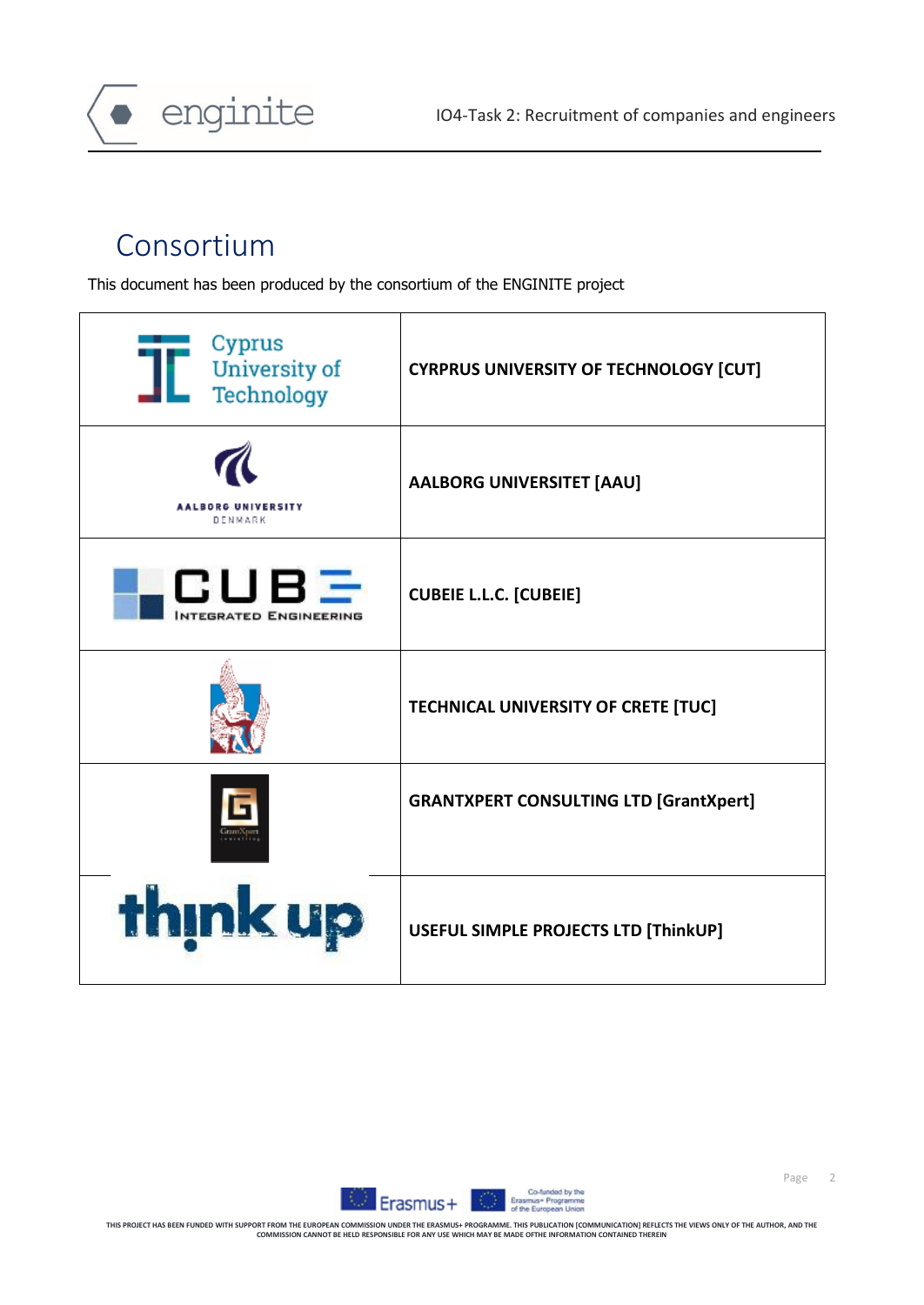# Consortium

This document has been produced by the consortium of the ENGINITE project

| | |
|---|---|
| Cyprus University of Technology | CYRPRUS UNIVERSITY OF TECHNOLOGY [CUT] |
| AALBORG UNIVERSITY DENMARK | AALBORG UNIVERSITET [AAU] |
| CUBE INTEGRATED ENGINEERING | CUBEIE L.L.C. [CUBEIE] |
| | TECHNICAL UNIVERSITY OF CRETE [TUC] |
| GrantXpert consulting | GRANTXPERT CONSULTING LTD [GrantXpert] |
| think up | USEFUL SIMPLE PROJECTS LTD [ThinkUP] |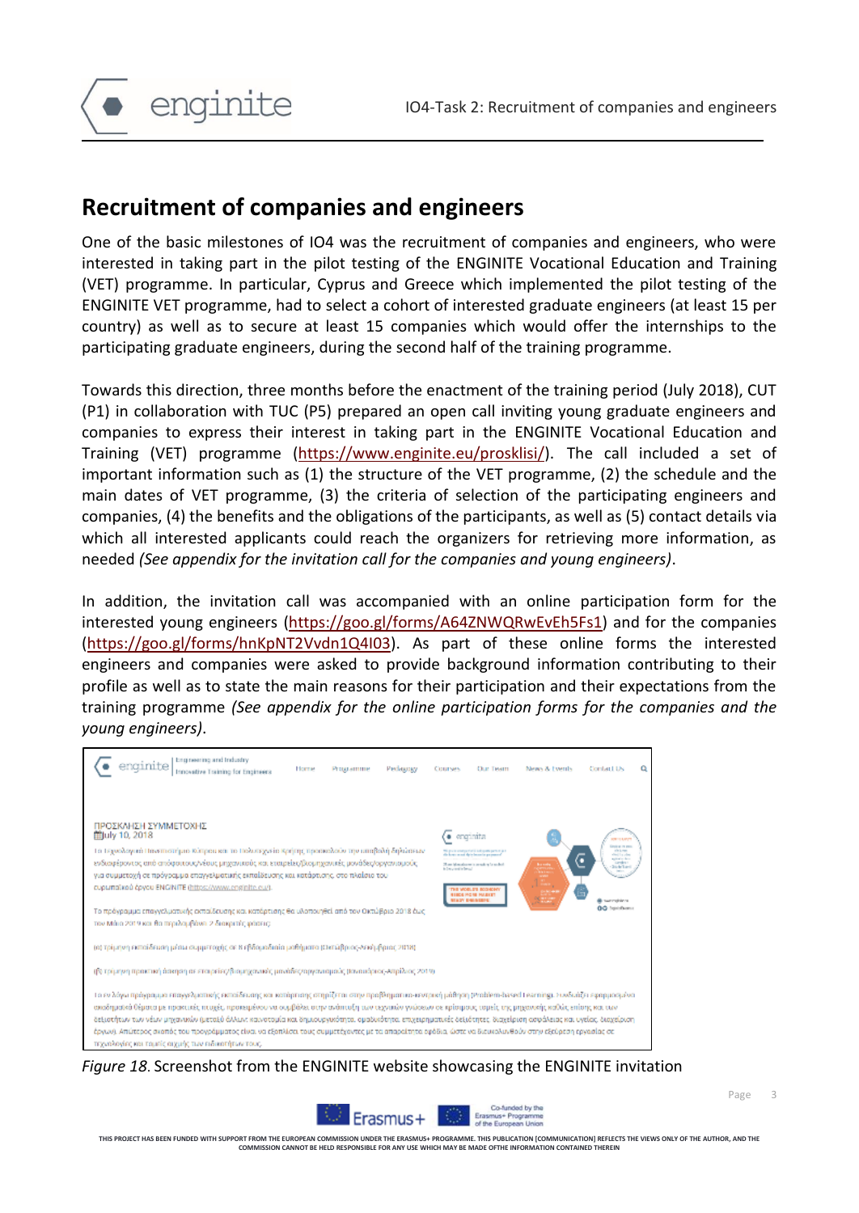# Recruitment of companies and engineers

One of the basic milestones of IO4 was the recruitment of companies and engineers, who were interested in taking part in the pilot testing of the ENGINITE Vocational Education and Training (VET) programme. In particular, Cyprus and Greece which implemented the pilot testing of the ENGINITE VET programme, had to select a cohort of interested graduate engineers (at least 15 per country) as well as to secure at least 15 companies which would offer the internships to the participating graduate engineers, during the second half of the training programme.

Towards this direction, three months before the enactment of the training period (July 2018), CUT (P1) in collaboration with TUC (P5) prepared an open call inviting young graduate engineers and companies to express their interest in taking part in the ENGINITE Vocational Education and Training (VET) programme (https://www.enginite.eu/prosklisi/). The call included a set of important information such as (1) the structure of the VET programme, (2) the schedule and the main dates of VET programme, (3) the criteria of selection of the participating engineers and companies, (4) the benefits and the obligations of the participants, as well as (5) contact details via which all interested applicants could reach the organizers for retrieving more information, as needed *(See appendix for the invitation call for the companies and young engineers)*.

In addition, the invitation call was accompanied with an online participation form for the interested young engineers (https://goo.gl/forms/A64ZNWQRwEvEh5Fs1) and for the companies (https://goo.gl/forms/hnKpNT2Vvdn1Q4I03). As part of these online forms the interested engineers and companies were asked to provide background information contributing to their profile as well as to state the main reasons for their participation and their expectations from the training programme *(See appendix for the online participation forms for the companies and the young engineers)*.

*Figure 18.* Screenshot from the ENGINITE website showcasing the ENGINITE invitation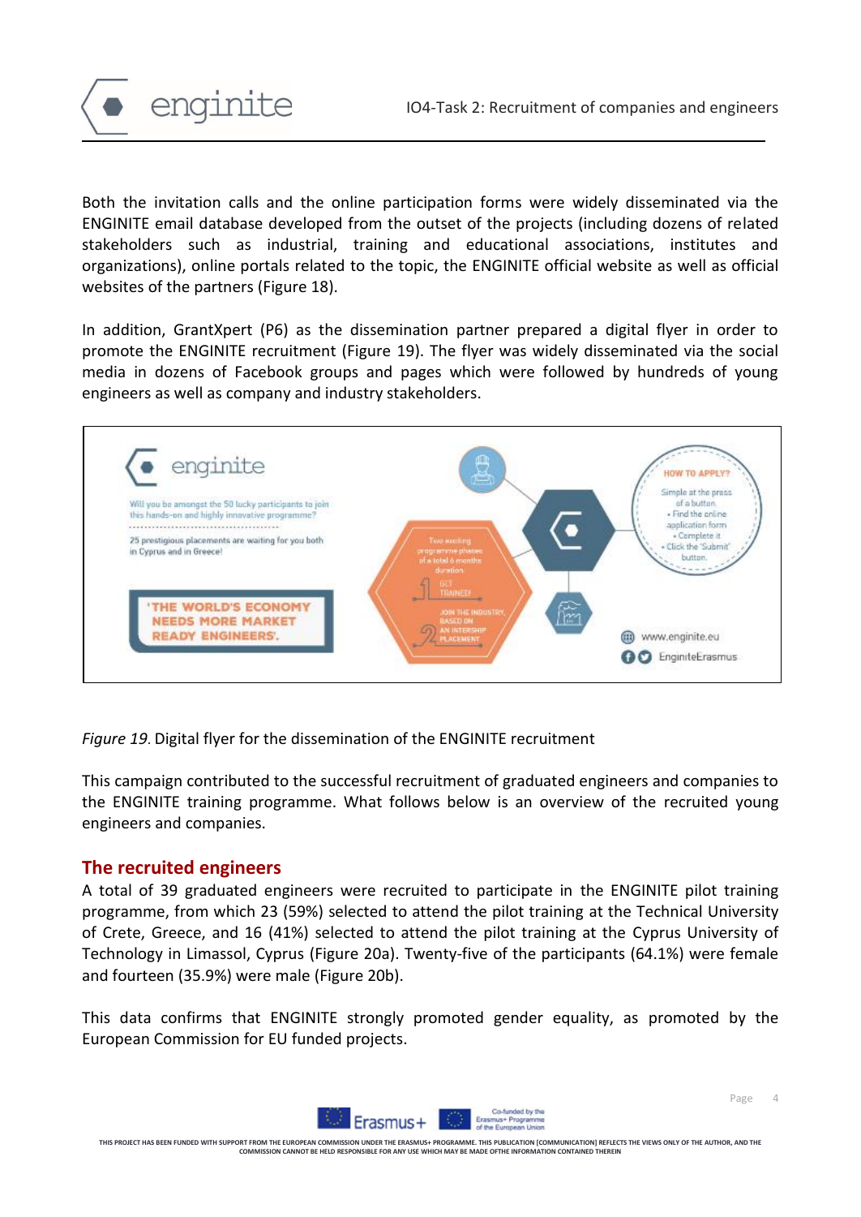Both the invitation calls and the online participation forms were widely disseminated via the ENGINITE email database developed from the outset of the projects (including dozens of related stakeholders such as industrial, training and educational associations, institutes and organizations), online portals related to the topic, the ENGINITE official website as well as official websites of the partners (Figure 18).

In addition, GrantXpert (P6) as the dissemination partner prepared a digital flyer in order to promote the ENGINITE recruitment (Figure 19). The flyer was widely disseminated via the social media in dozens of Facebook groups and pages which were followed by hundreds of young engineers as well as company and industry stakeholders.

*Figure 19.* Digital flyer for the dissemination of the ENGINITE recruitment

This campaign contributed to the successful recruitment of graduated engineers and companies to the ENGINITE training programme. What follows below is an overview of the recruited young engineers and companies.

## The recruited engineers

A total of 39 graduated engineers were recruited to participate in the ENGINITE pilot training programme, from which 23 (59%) selected to attend the pilot training at the Technical University of Crete, Greece, and 16 (41%) selected to attend the pilot training at the Cyprus University of Technology in Limassol, Cyprus (Figure 20a). Twenty-five of the participants (64.1%) were female and fourteen (35.9%) were male (Figure 20b).

This data confirms that ENGINITE strongly promoted gender equality, as promoted by the European Commission for EU funded projects.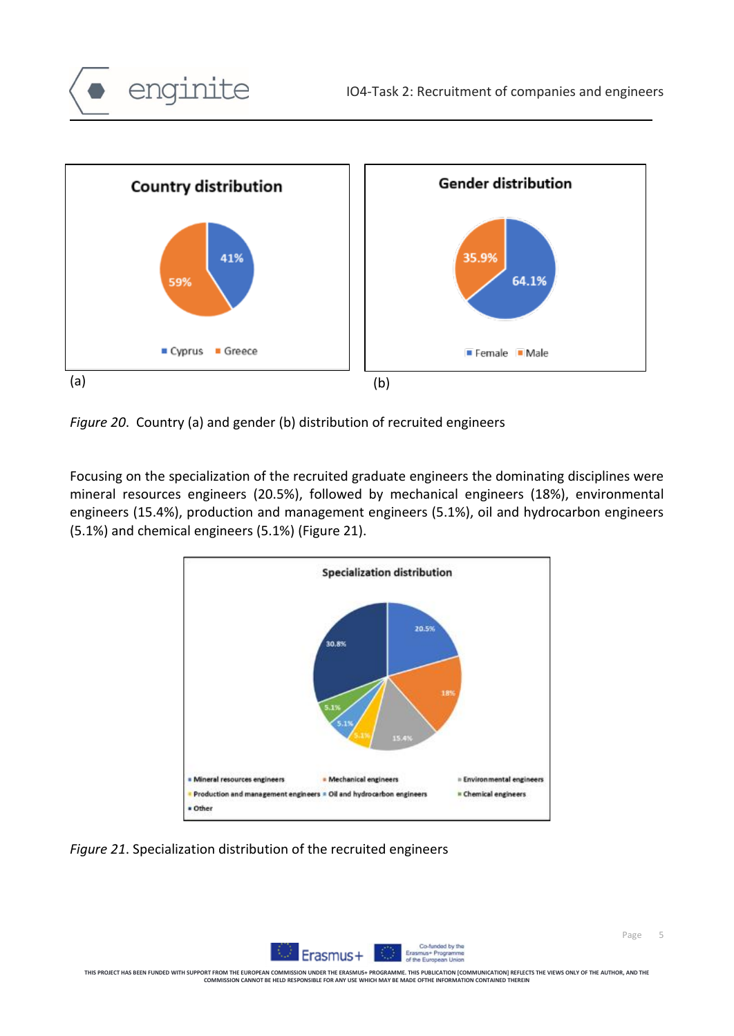*Figure 20*. Country (a) and gender (b) distribution of recruited engineers

Focusing on the specialization of the recruited graduate engineers the dominating disciplines were mineral resources engineers (20.5%), followed by mechanical engineers (18%), environmental engineers (15.4%), production and management engineers (5.1%), oil and hydrocarbon engineers (5.1%) and chemical engineers (5.1%) (Figure 21).

*Figure 21*. Specialization distribution of the recruited engineers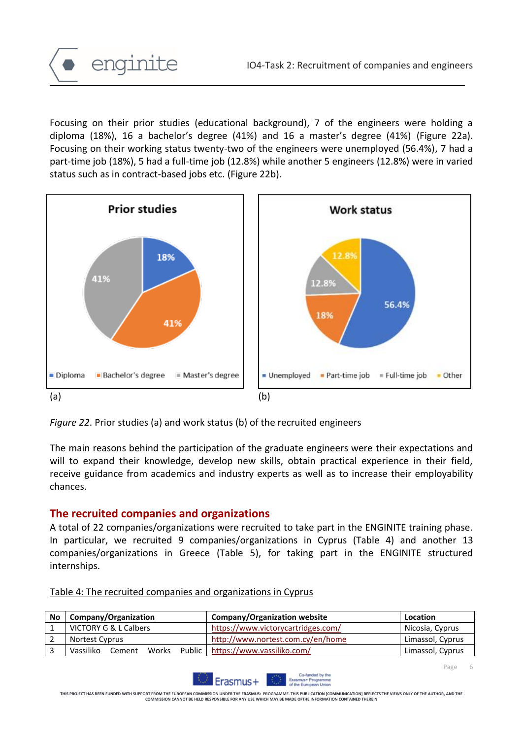Focusing on their prior studies (educational background), 7 of the engineers were holding a diploma (18%), 16 a bachelor's degree (41%) and 16 a master's degree (41%) (Figure 22a). Focusing on their working status twenty-two of the engineers were unemployed (56.4%), 7 had a part-time job (18%), 5 had a full-time job (12.8%) while another 5 engineers (12.8%) were in varied status such as in contract-based jobs etc. (Figure 22b).

*Figure 22*. Prior studies (a) and work status (b) of the recruited engineers

The main reasons behind the participation of the graduate engineers were their expectations and will to expand their knowledge, develop new skills, obtain practical experience in their field, receive guidance from academics and industry experts as well as to increase their employability chances.

## The recruited companies and organizations

A total of 22 companies/organizations were recruited to take part in the ENGINITE training phase. In particular, we recruited 9 companies/organizations in Cyprus (Table 4) and another 13 companies/organizations in Greece (Table 5), for taking part in the ENGINITE structured internships.

Table 4: The recruited companies and organizations in Cyprus

| No | Company/Organization | Company/Organization website | Location |
|---|---|---|---|
| 1 | VICTORY G & L Calbers | https://www.victorycartridges.com/ | Nicosia, Cyprus |
| 2 | Nortest Cyprus | http://www.nortest.com.cy/en/home | Limassol, Cyprus |
| 3 | Vassiliko Cement Works Public | https://www.vassiliko.com/ | Limassol, Cyprus |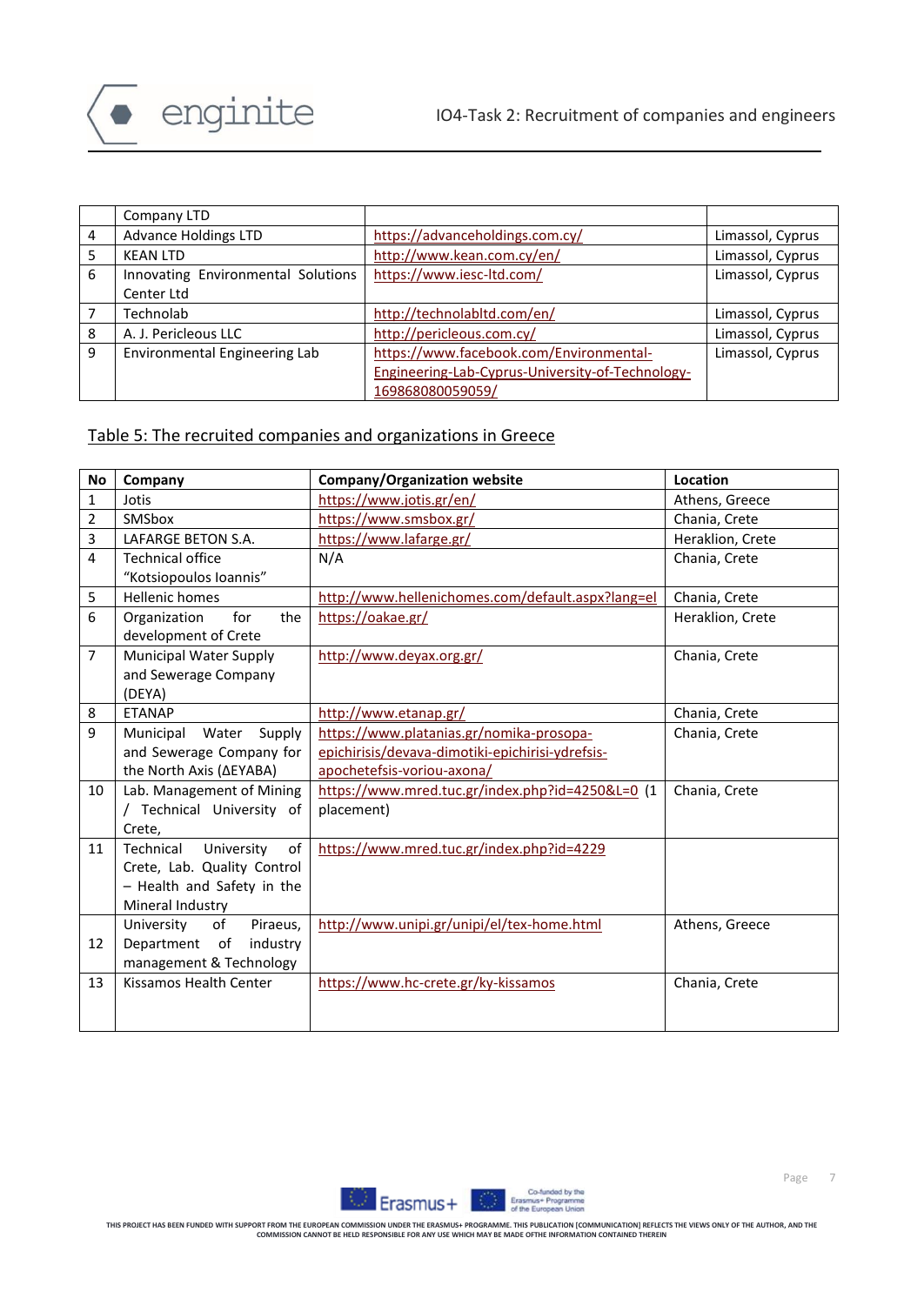| | Company LTD | | |
|---|---|---|---|
| 4 | Advance Holdings LTD | https://advanceholdings.com.cy/ | Limassol, Cyprus |
| 5 | KEAN LTD | http://www.kean.com.cy/en/ | Limassol, Cyprus |
| 6 | Innovating Environmental Solutions Center Ltd | https://www.iesc-ltd.com/ | Limassol, Cyprus |
| 7 | Technolab | http://technolabltd.com/en/ | Limassol, Cyprus |
| 8 | A. J. Pericleous LLC | http://pericleous.com.cy/ | Limassol, Cyprus |
| 9 | Environmental Engineering Lab | https://www.facebook.com/Environmental-Engineering-Lab-Cyprus-University-of-Technology-169868080059059/ | Limassol, Cyprus |

Table 5: The recruited companies and organizations in Greece

| No | Company | Company/Organization website | Location |
|---|---|---|---|
| 1 | Jotis | https://www.jotis.gr/en/ | Athens, Greece |
| 2 | SMSbox | https://www.smsbox.gr/ | Chania, Crete |
| 3 | LAFARGE BETON S.A. | https://www.lafarge.gr/ | Heraklion, Crete |
| 4 | Technical office "Kotsiopoulos Ioannis" | N/A | Chania, Crete |
| 5 | Hellenic homes | http://www.hellenichomes.com/default.aspx?lang=el | Chania, Crete |
| 6 | Organization for the development of Crete | https://oakae.gr/ | Heraklion, Crete |
| 7 | Municipal Water Supply and Sewerage Company (DEYA) | http://www.deyax.org.gr/ | Chania, Crete |
| 8 | ETANAP | http://www.etanap.gr/ | Chania, Crete |
| 9 | Municipal Water Supply and Sewerage Company for the North Axis (ΔΕΥΑΒΑ) | https://www.platanias.gr/nomika-prosopa-epichirisis/devava-dimotiki-epichirisi-ydrefsis-apochetefsis-voriou-axona/ | Chania, Crete |
| 10 | Lab. Management of Mining / Technical University of Crete, | https://www.mred.tuc.gr/index.php?id=4250&L=0 (1 placement) | Chania, Crete |
| 11 | Technical University of Crete, Lab. Quality Control – Health and Safety in the Mineral Industry | https://www.mred.tuc.gr/index.php?id=4229 | |
| 12 | University of Piraeus, Department of industry management & Technology | http://www.unipi.gr/unipi/el/tex-home.html | Athens, Greece |
| 13 | Kissamos Health Center | https://www.hc-crete.gr/ky-kissamos | Chania, Crete |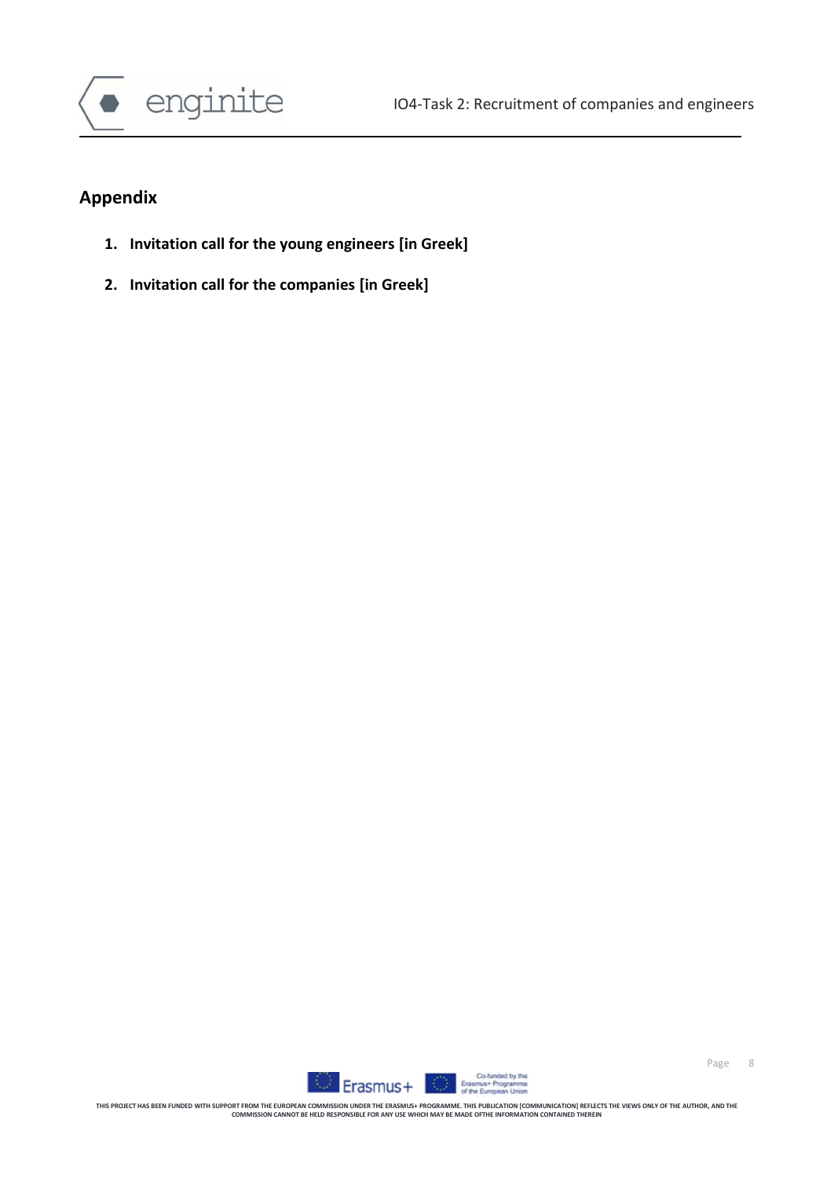## Appendix

1. **Invitation call for the young engineers [in Greek]**
2. **Invitation call for the companies [in Greek]**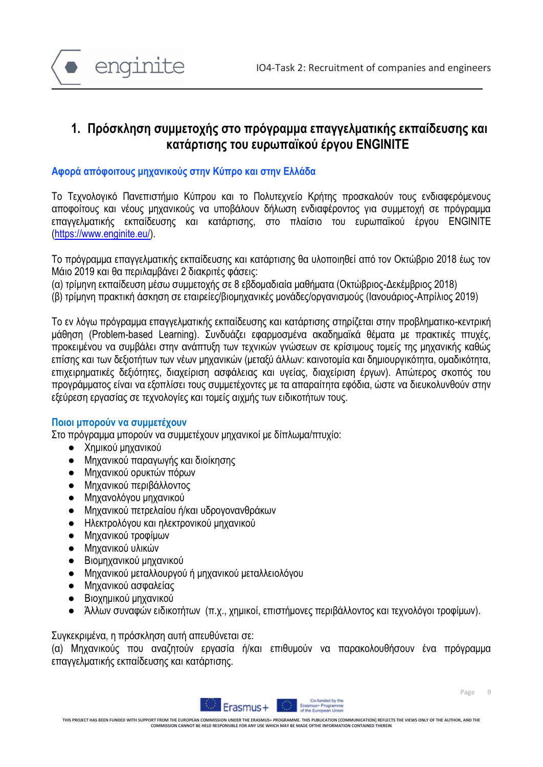## 1. Πρόσκληση συμμετοχής στο πρόγραμμα επαγγελματικής εκπαίδευσης και κατάρτισης του ευρωπαϊκού έργου ENGINITE

### Αφορά απόφοιτους μηχανικούς στην Κύπρο και στην Ελλάδα

Το Τεχνολογικό Πανεπιστήμιο Κύπρου και το Πολυτεχνείο Κρήτης προσκαλούν τους ενδιαφερόμενους αποφοίτους και νέους μηχανικούς να υποβάλουν δήλωση ενδιαφέροντος για συμμετοχή σε πρόγραμμα επαγγελματικής εκπαίδευσης και κατάρτισης, στο πλαίσιο του ευρωπαϊκού έργου ENGINITE (https://www.enginite.eu/).

Το πρόγραμμα επαγγελματικής εκπαίδευσης και κατάρτισης θα υλοποιηθεί από τον Οκτώβριο 2018 έως τον Μάιο 2019 και θα περιλαμβάνει 2 διακριτές φάσεις:
(α) τρίμηνη εκπαίδευση μέσω συμμετοχής σε 8 εβδομαδιαία μαθήματα (Οκτώβριος-Δεκέμβριος 2018)
(β) τρίμηνη πρακτική άσκηση σε εταιρείες/βιομηχανικές μονάδες/οργανισμούς (Ιανουάριος-Απρίλιος 2019)

Το εν λόγω πρόγραμμα επαγγελματικής εκπαίδευσης και κατάρτισης στηρίζεται στην προβληματικο-κεντρική μάθηση (Problem-based Learning). Συνδυάζει εφαρμοσμένα ακαδημαϊκά θέματα με πρακτικές πτυχές, προκειμένου να συμβάλει στην ανάπτυξη των τεχνικών γνώσεων σε κρίσιμους τομείς της μηχανικής καθώς επίσης και των δεξιοτήτων των νέων μηχανικών (μεταξύ άλλων: καινοτομία και δημιουργικότητα, ομαδικότητα, επιχειρηματικές δεξιότητες, διαχείριση ασφάλειας και υγείας, διαχείριση έργων). Απώτερος σκοπός του προγράμματος είναι να εξοπλίσει τους συμμετέχοντες με τα απαραίτητα εφόδια, ώστε να διευκολυνθούν στην εξεύρεση εργασίας σε τεχνολογίες και τομείς αιχμής των ειδικοτήτων τους.

### Ποιοι μπορούν να συμμετέχουν

Στο πρόγραμμα μπορούν να συμμετέχουν μηχανικοί με δίπλωμα/πτυχίο:

- Χημικού μηχανικού
- Μηχανικού παραγωγής και διοίκησης
- Μηχανικού ορυκτών πόρων
- Μηχανικού περιβάλλοντος
- Μηχανολόγου μηχανικού
- Μηχανικού πετρελαίου ή/και υδρογονανθράκων
- Ηλεκτρολόγου και ηλεκτρονικού μηχανικού
- Μηχανικού τροφίμων
- Μηχανικού υλικών
- Βιομηχανικού μηχανικού
- Μηχανικού μεταλλουργού ή μηχανικού μεταλλειολόγου
- Μηχανικού ασφαλείας
- Βιοχημικού μηχανικού
- Άλλων συναφών ειδικοτήτων (π.χ., χημικοί, επιστήμονες περιβάλλοντος και τεχνολόγοι τροφίμων).

Συγκεκριμένα, η πρόσκληση αυτή απευθύνεται σε:
(α) Μηχανικούς που αναζητούν εργασία ή/και επιθυμούν να παρακολουθήσουν ένα πρόγραμμα επαγγελματικής εκπαίδευσης και κατάρτισης.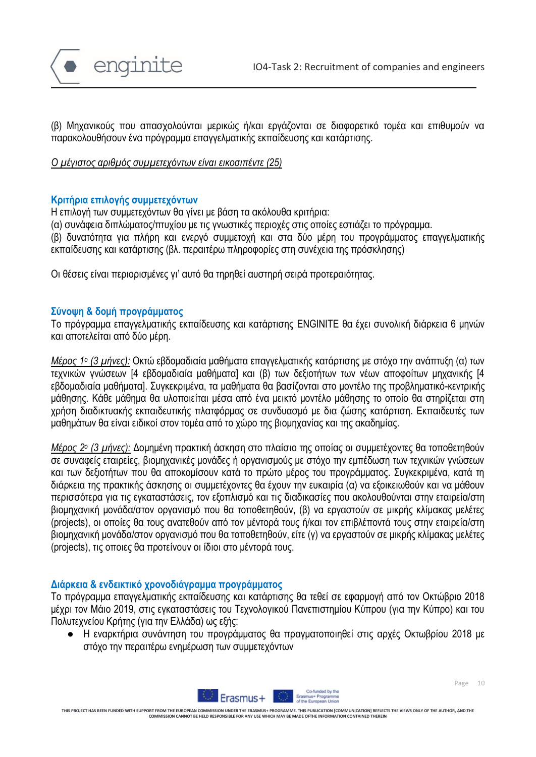(β) Μηχανικούς που απασχολούνται μερικώς ή/και εργάζονται σε διαφορετικό τομέα και επιθυμούν να παρακολουθήσουν ένα πρόγραμμα επαγγελματικής εκπαίδευσης και κατάρτισης.

*Ο μέγιστος αριθμός συμμετεχόντων είναι εικοσιπέντε (25)*

### Κριτήρια επιλογής συμμετεχόντων

Η επιλογή των συμμετεχόντων θα γίνει με βάση τα ακόλουθα κριτήρια:
(α) συνάφεια διπλώματος/πτυχίου με τις γνωστικές περιοχές στις οποίες εστιάζει το πρόγραμμα.
(β) δυνατότητα για πλήρη και ενεργό συμμετοχή και στα δύο μέρη του προγράμματος επαγγελματικής εκπαίδευσης και κατάρτισης (βλ. περαιτέρω πληροφορίες στη συνέχεια της πρόσκλησης)

Οι θέσεις είναι περιορισμένες γι' αυτό θα τηρηθεί αυστηρή σειρά προτεραιότητας.

### Σύνοψη & δομή προγράμματος

Το πρόγραμμα επαγγελματικής εκπαίδευσης και κατάρτισης ENGINITE θα έχει συνολική διάρκεια 6 μηνών και αποτελείται από δύο μέρη.

*Μέρος 1ο (3 μήνες):* Οκτώ εβδομαδιαία μαθήματα επαγγελματικής κατάρτισης με στόχο την ανάπτυξη (α) των τεχνικών γνώσεων [4 εβδομαδιαία μαθήματα] και (β) των δεξιοτήτων των νέων αποφοίτων μηχανικής [4 εβδομαδιαία μαθήματα]. Συγκεκριμένα, τα μαθήματα θα βασίζονται στο μοντέλο της προβληματικό-κεντρικής μάθησης. Κάθε μάθημα θα υλοποιείται μέσα από ένα μεικτό μοντέλο μάθησης το οποίο θα στηρίζεται στη χρήση διαδικτυακής εκπαιδευτικής πλατφόρμας σε συνδυασμό με δια ζώσης κατάρτιση. Εκπαιδευτές των μαθημάτων θα είναι ειδικοί στον τομέα από το χώρο της βιομηχανίας και της ακαδημίας.

*Μέρος 2ο (3 μήνες):* Δομημένη πρακτική άσκηση στο πλαίσιο της οποίας οι συμμετέχοντες θα τοποθετηθούν σε συναφείς εταιρείες, βιομηχανικές μονάδες ή οργανισμούς με στόχο την εμπέδωση των τεχνικών γνώσεων και των δεξιοτήτων που θα αποκομίσουν κατά το πρώτο μέρος του προγράμματος. Συγκεκριμένα, κατά τη διάρκεια της πρακτικής άσκησης οι συμμετέχοντες θα έχουν την ευκαιρία (α) να εξοικειωθούν και να μάθουν περισσότερα για τις εγκαταστάσεις, τον εξοπλισμό και τις διαδικασίες που ακολουθούνται στην εταιρεία/στη βιομηχανική μονάδα/στον οργανισμό που θα τοποθετηθούν, (β) να εργαστούν σε μικρής κλίμακας μελέτες (projects), οι οποίες θα τους ανατεθούν από τον μέντορά τους ή/και τον επιβλέποντά τους στην εταιρεία/στη βιομηχανική μονάδα/στον οργανισμό που θα τοποθετηθούν, είτε (γ) να εργαστούν σε μικρής κλίμακας μελέτες (projects), τις οποιες θα προτείνουν οι ίδιοι στο μέντορά τους.

### Διάρκεια & ενδεικτικό χρονοδιάγραμμα προγράμματος

Το πρόγραμμα επαγγελματικής εκπαίδευσης και κατάρτισης θα τεθεί σε εφαρμογή από τον Οκτώβριο 2018 μέχρι τον Μάιο 2019, στις εγκαταστάσεις του Τεχνολογικού Πανεπιστημίου Κύπρου (για την Κύπρο) και του Πολυτεχνείου Κρήτης (για την Ελλάδα) ως εξής:

- Η εναρκτήρια συνάντηση του προγράμματος θα πραγματοποιηθεί στις αρχές Οκτωβρίου 2018 με στόχο την περαιτέρω ενημέρωση των συμμετεχόντων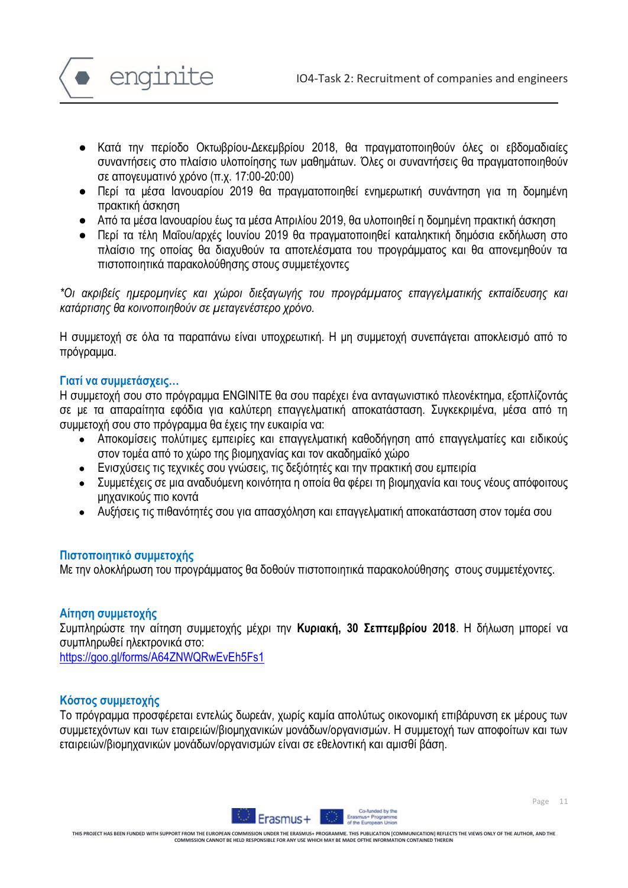- Κατά την περίοδο Οκτωβρίου-Δεκεμβρίου 2018, θα πραγματοποιηθούν όλες οι εβδομαδιαίες συναντήσεις στο πλαίσιο υλοποίησης των μαθημάτων. Όλες οι συναντήσεις θα πραγματοποιηθούν σε απογευματινό χρόνο (π.χ. 17:00-20:00)
- Περί τα μέσα Ιανουαρίου 2019 θα πραγματοποιηθεί ενημερωτική συνάντηση για τη δομημένη πρακτική άσκηση
- Από τα μέσα Ιανουαρίου έως τα μέσα Απριλίου 2019, θα υλοποιηθεί η δομημένη πρακτική άσκηση
- Περί τα τέλη Μαΐου/αρχές Ιουνίου 2019 θα πραγματοποιηθεί καταληκτική δημόσια εκδήλωση στο πλαίσιο της οποίας θα διαχυθούν τα αποτελέσματα του προγράμματος και θα απονεμηθούν τα πιστοποιητικά παρακολούθησης στους συμμετέχοντες

*\*Οι ακριβείς ημερομηνίες και χώροι διεξαγωγής του προγράμματος επαγγελματικής εκπαίδευσης και κατάρτισης θα κοινοποιηθούν σε μεταγενέστερο χρόνο.*

Η συμμετοχή σε όλα τα παραπάνω είναι υποχρεωτική. Η μη συμμετοχή συνεπάγεται αποκλεισμό από το πρόγραμμα.

### Γιατί να συμμετάσχεις...

Η συμμετοχή σου στο πρόγραμμα ENGINITE θα σου παρέχει ένα ανταγωνιστικό πλεονέκτημα, εξοπλίζοντάς σε με τα απαραίτητα εφόδια για καλύτερη επαγγελματική αποκατάσταση. Συγκεκριμένα, μέσα από τη συμμετοχή σου στο πρόγραμμα θα έχεις την ευκαιρία να:

- Αποκομίσεις πολύτιμες εμπειρίες και επαγγελματική καθοδήγηση από επαγγελματίες και ειδικούς στον τομέα από το χώρο της βιομηχανίας και τον ακαδημαϊκό χώρο
- Ενισχύσεις τις τεχνικές σου γνώσεις, τις δεξιότητές και την πρακτική σου εμπειρία
- Συμμετέχεις σε μια αναδυόμενη κοινότητα η οποία θα φέρει τη βιομηχανία και τους νέους απόφοιτους μηχανικούς πιο κοντά
- Αυξήσεις τις πιθανότητές σου για απασχόληση και επαγγελματική αποκατάσταση στον τομέα σου

### Πιστοποιητικό συμμετοχής

Με την ολοκλήρωση του προγράμματος θα δοθούν πιστοποιητικά παρακολούθησης στους συμμετέχοντες.

### Αίτηση συμμετοχής

Συμπληρώστε την αίτηση συμμετοχής μέχρι την **Κυριακή, 30 Σεπτεμβρίου 2018**. Η δήλωση μπορεί να συμπληρωθεί ηλεκτρονικά στο:
https://goo.gl/forms/A64ZNWQRwEvEh5Fs1

### Κόστος συμμετοχής

Το πρόγραμμα προσφέρεται εντελώς δωρεάν, χωρίς καμία απολύτως οικονομική επιβάρυνση εκ μέρους των συμμετεχόντων και των εταιρειών/βιομηχανικών μονάδων/οργανισμών. Η συμμετοχή των αποφοίτων και των εταιρειών/βιομηχανικών μονάδων/οργανισμών είναι σε εθελοντική και αμισθί βάση.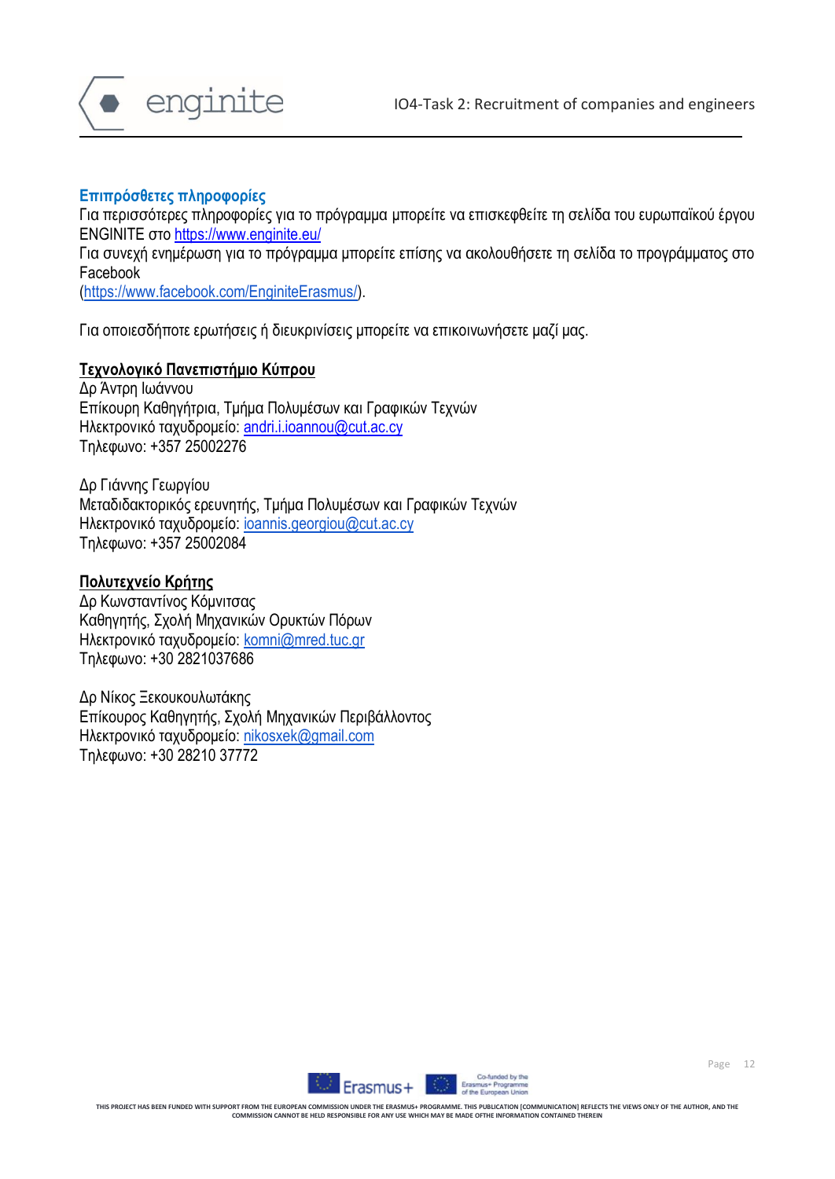## Επιπρόσθετες πληροφορίες

Για περισσότερες πληροφορίες για το πρόγραμμα μπορείτε να επισκεφθείτε τη σελίδα του ευρωπαϊκού έργου ENGINITE στο https://www.enginite.eu/

Για συνεχή ενημέρωση για το πρόγραμμα μπορείτε επίσης να ακολουθήσετε τη σελίδα το προγράμματος στο Facebook (https://www.facebook.com/EngniteErasmus/).

Για οποιεσδήποτε ερωτήσεις ή διευκρινίσεις μπορείτε να επικοινωνήσετε μαζί μας.

**Τεχνολογικό Πανεπιστήμιο Κύπρου**

Δρ Άντρη Ιωάννου
Επίκουρη Καθηγήτρια, Τμήμα Πολυμέσων και Γραφικών Τεχνών
Ηλεκτρονικό ταχυδρομείο: andri.i.ioannou@cut.ac.cy
Τηλεφωνο: +357 25002276

Δρ Γιάννης Γεωργίου
Μεταδιδακτορικός ερευνητής, Τμήμα Πολυμέσων και Γραφικών Τεχνών
Ηλεκτρονικό ταχυδρομείο: ioannis.georgiou@cut.ac.cy
Τηλεφωνο: +357 25002084

**Πολυτεχνείο Κρήτης**

Δρ Κωνσταντίνος Κόμνιτσας
Καθηγητής, Σχολή Μηχανικών Ορυκτών Πόρων
Ηλεκτρονικό ταχυδρομείο: komni@mred.tuc.gr
Τηλεφωνο: +30 2821037686

Δρ Νίκος Ξεκουκουλωτάκης
Επίκουρος Καθηγητής, Σχολή Μηχανικών Περιβάλλοντος
Ηλεκτρονικό ταχυδρομείο: nikosxek@gmail.com
Τηλεφωνο: +30 28210 37772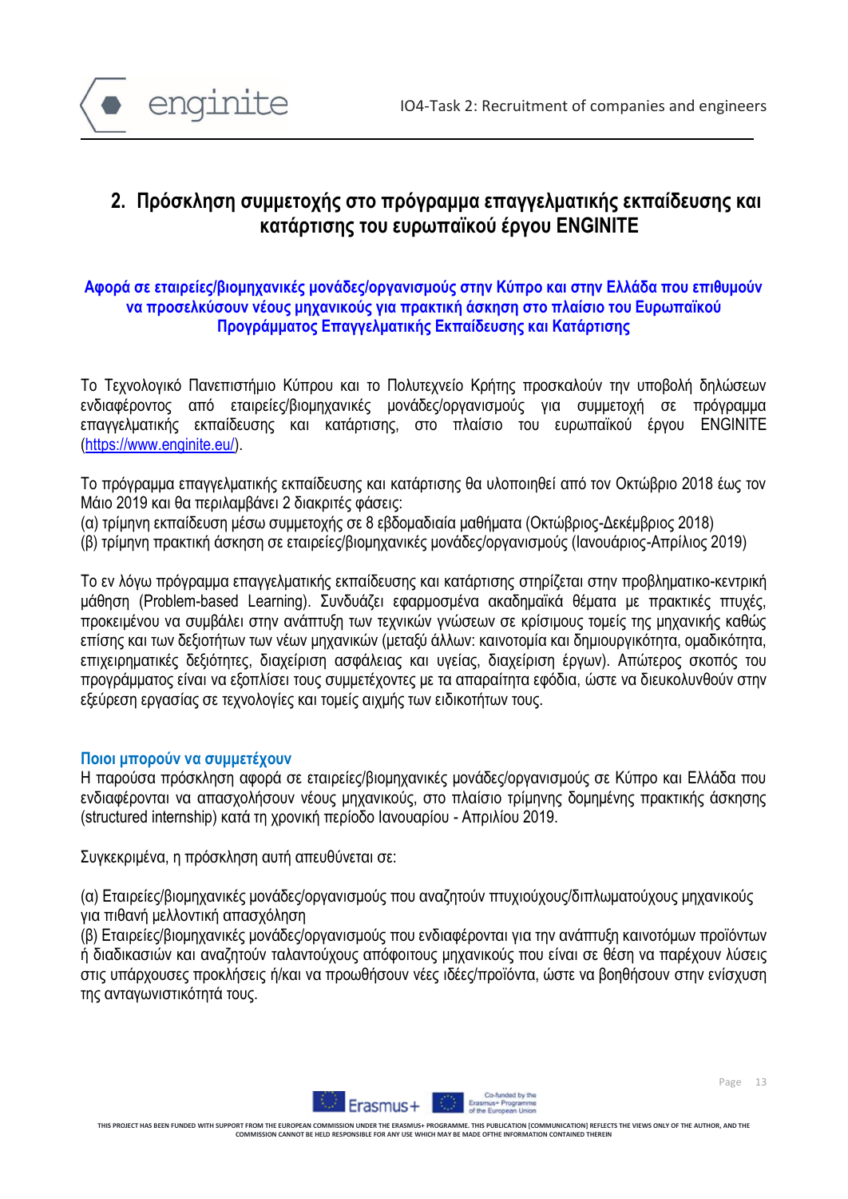## 2. Πρόσκληση συμμετοχής στο πρόγραμμα επαγγελματικής εκπαίδευσης και κατάρτισης του ευρωπαϊκού έργου ENGINITE

**Αφορά σε εταιρείες/βιομηχανικές μονάδες/οργανισμούς στην Κύπρο και στην Ελλάδα που επιθυμούν να προσελκύσουν νέους μηχανικούς για πρακτική άσκηση στο πλαίσιο του Ευρωπαϊκού Προγράμματος Επαγγελματικής Εκπαίδευσης και Κατάρτισης**

Το Τεχνολογικό Πανεπιστήμιο Κύπρου και το Πολυτεχνείο Κρήτης προσκαλούν την υποβολή δηλώσεων ενδιαφέροντος από εταιρείες/βιομηχανικές μονάδες/οργανισμούς για συμμετοχή σε πρόγραμμα επαγγελματικής εκπαίδευσης και κατάρτισης, στο πλαίσιο του ευρωπαϊκού έργου ENGINITE (https://www.enginite.eu/).

Το πρόγραμμα επαγγελματικής εκπαίδευσης και κατάρτισης θα υλοποιηθεί από τον Οκτώβριο 2018 έως τον Μάιο 2019 και θα περιλαμβάνει 2 διακριτές φάσεις:
(α) τρίμηνη εκπαίδευση μέσω συμμετοχής σε 8 εβδομαδιαία μαθήματα (Οκτώβριος-Δεκέμβριος 2018)
(β) τρίμηνη πρακτική άσκηση σε εταιρείες/βιομηχανικές μονάδες/οργανισμούς (Ιανουάριος-Απρίλιος 2019)

Το εν λόγω πρόγραμμα επαγγελματικής εκπαίδευσης και κατάρτισης στηρίζεται στην προβληματικο-κεντρική μάθηση (Problem-based Learning). Συνδυάζει εφαρμοσμένα ακαδημαϊκά θέματα με πρακτικές πτυχές, προκειμένου να συμβάλει στην ανάπτυξη των τεχνικών γνώσεων σε κρίσιμους τομείς της μηχανικής καθώς επίσης και των δεξιοτήτων των νέων μηχανικών (μεταξύ άλλων: καινοτομία και δημιουργικότητα, ομαδικότητα, επιχειρηματικές δεξιότητες, διαχείριση ασφάλειας και υγείας, διαχείριση έργων). Απώτερος σκοπός του προγράμματος είναι να εξοπλίσει τους συμμετέχοντες με τα απαραίτητα εφόδια, ώστε να διευκολυνθούν στην εξεύρεση εργασίας σε τεχνολογίες και τομείς αιχμής των ειδικοτήτων τους.

### Ποιοι μπορούν να συμμετέχουν

Η παρούσα πρόσκληση αφορά σε εταιρείες/βιομηχανικές μονάδες/οργανισμούς σε Κύπρο και Ελλάδα που ενδιαφέρονται να απασχολήσουν νέους μηχανικούς, στο πλαίσιο τρίμηνης δομημένης πρακτικής άσκησης (structured internship) κατά τη χρονική περίοδο Ιανουαρίου - Απριλίου 2019.

Συγκεκριμένα, η πρόσκληση αυτή απευθύνεται σε:

(α) Εταιρείες/βιομηχανικές μονάδες/οργανισμούς που αναζητούν πτυχιούχους/διπλωματούχους μηχανικούς για πιθανή μελλοντική απασχόληση
(β) Εταιρείες/βιομηχανικές μονάδες/οργανισμούς που ενδιαφέρονται για την ανάπτυξη καινοτόμων προϊόντων ή διαδικασιών και αναζητούν ταλαντούχους απόφοιτους μηχανικούς που είναι σε θέση να παρέχουν λύσεις στις υπάρχουσες προκλήσεις ή/και να προωθήσουν νέες ιδέες/προϊόντα, ώστε να βοηθήσουν στην ενίσχυση της ανταγωνιστικότητά τους.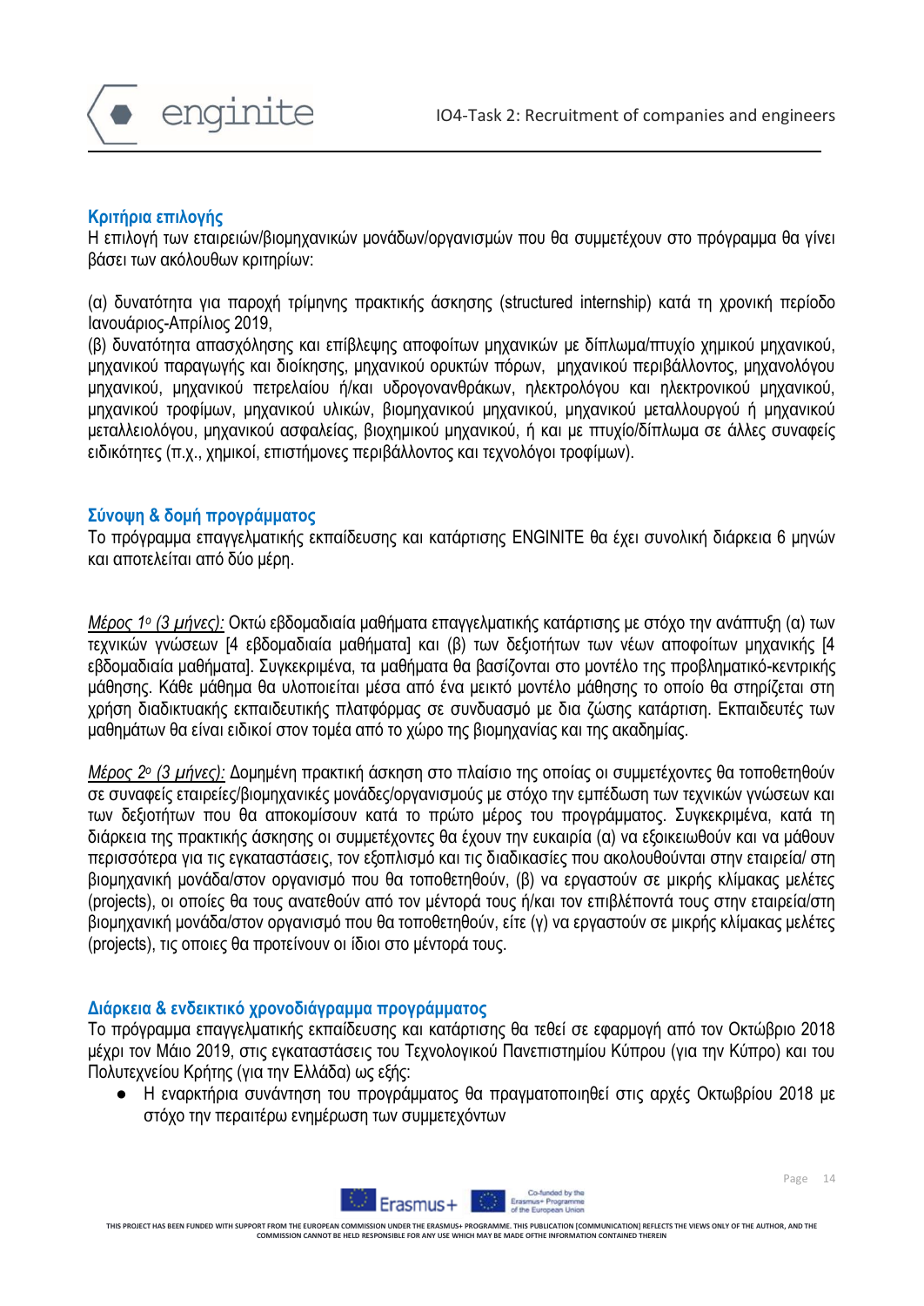### Κριτήρια επιλογής

Η επιλογή των εταιρειών/βιομηχανικών μονάδων/οργανισμών που θα συμμετέχουν στο πρόγραμμα θα γίνει βάσει των ακόλουθων κριτηρίων:

(α) δυνατότητα για παροχή τρίμηνης πρακτικής άσκησης (structured internship) κατά τη χρονική περίοδο Ιανουάριος-Απρίλιος 2019,

(β) δυνατότητα απασχόλησης και επίβλεψης αποφοίτων μηχανικών με δίπλωμα/πτυχίο χημικού μηχανικού, μηχανικού παραγωγής και διοίκησης, μηχανικού ορυκτών πόρων, μηχανικού περιβάλλοντος, μηχανολόγου μηχανικού, μηχανικού πετρελαίου ή/και υδρογονανθράκων, ηλεκτρολόγου και ηλεκτρονικού μηχανικού, μηχανικού τροφίμων, μηχανικού υλικών, βιομηχανικού μηχανικού, μηχανικού μεταλλουργού ή μηχανικού μεταλλειολόγου, μηχανικού ασφαλείας, βιοχημικού μηχανικού, ή και με πτυχίο/δίπλωμα σε άλλες συναφείς ειδικότητες (π.χ., χημικοί, επιστήμονες περιβάλλοντος και τεχνολόγοι τροφίμων).

### Σύνοψη & δομή προγράμματος

Το πρόγραμμα επαγγελματικής εκπαίδευσης και κατάρτισης ENGINITE θα έχει συνολική διάρκεια 6 μηνών και αποτελείται από δύο μέρη.

*Μέρος 1ο (3 μήνες):* Οκτώ εβδομαδιαία μαθήματα επαγγελματικής κατάρτισης με στόχο την ανάπτυξη (α) των τεχνικών γνώσεων [4 εβδομαδιαία μαθήματα] και (β) των δεξιοτήτων των νέων αποφοίτων μηχανικής [4 εβδομαδιαία μαθήματα]. Συγκεκριμένα, τα μαθήματα θα βασίζονται στο μοντέλο της προβληματικό-κεντρικής μάθησης. Κάθε μάθημα θα υλοποιείται μέσα από ένα μεικτό μοντέλο μάθησης το οποίο θα στηρίζεται στη χρήση διαδικτυακής εκπαιδευτικής πλατφόρμας σε συνδυασμό με δια ζώσης κατάρτιση. Εκπαιδευτές των μαθημάτων θα είναι ειδικοί στον τομέα από το χώρο της βιομηχανίας και της ακαδημίας.

*Μέρος 2ο (3 μήνες):* Δομημένη πρακτική άσκηση στο πλαίσιο της οποίας οι συμμετέχοντες θα τοποθετηθούν σε συναφείς εταιρείες/βιομηχανικές μονάδες/οργανισμούς με στόχο την εμπέδωση των τεχνικών γνώσεων και των δεξιοτήτων που θα αποκομίσουν κατά το πρώτο μέρος του προγράμματος. Συγκεκριμένα, κατά τη διάρκεια της πρακτικής άσκησης οι συμμετέχοντες θα έχουν την ευκαιρία (α) να εξοικειωθούν και να μάθουν περισσότερα για τις εγκαταστάσεις, τον εξοπλισμό και τις διαδικασίες που ακολουθούνται στην εταιρεία/ στη βιομηχανική μονάδα/στον οργανισμό που θα τοποθετηθούν, (β) να εργαστούν σε μικρής κλίμακας μελέτες (projects), οι οποίες θα τους ανατεθούν από τον μέντορά τους ή/και τον επιβλέποντά τους στην εταιρεία/στη βιομηχανική μονάδα/στον οργανισμό που θα τοποθετηθούν, είτε (γ) να εργαστούν σε μικρής κλίμακας μελέτες (projects), τις οποιες θα προτείνουν οι ίδιοι στο μέντορά τους.

### Διάρκεια & ενδεικτικό χρονοδιάγραμμα προγράμματος

Το πρόγραμμα επαγγελματικής εκπαίδευσης και κατάρτισης θα τεθεί σε εφαρμογή από τον Οκτώβριο 2018 μέχρι τον Μάιο 2019, στις εγκαταστάσεις του Τεχνολογικού Πανεπιστημίου Κύπρου (για την Κύπρο) και του Πολυτεχνείου Κρήτης (για την Ελλάδα) ως εξής:

- Η εναρκτήρια συνάντηση του προγράμματος θα πραγματοποιηθεί στις αρχές Οκτωβρίου 2018 με στόχο την περαιτέρω ενημέρωση των συμμετεχόντων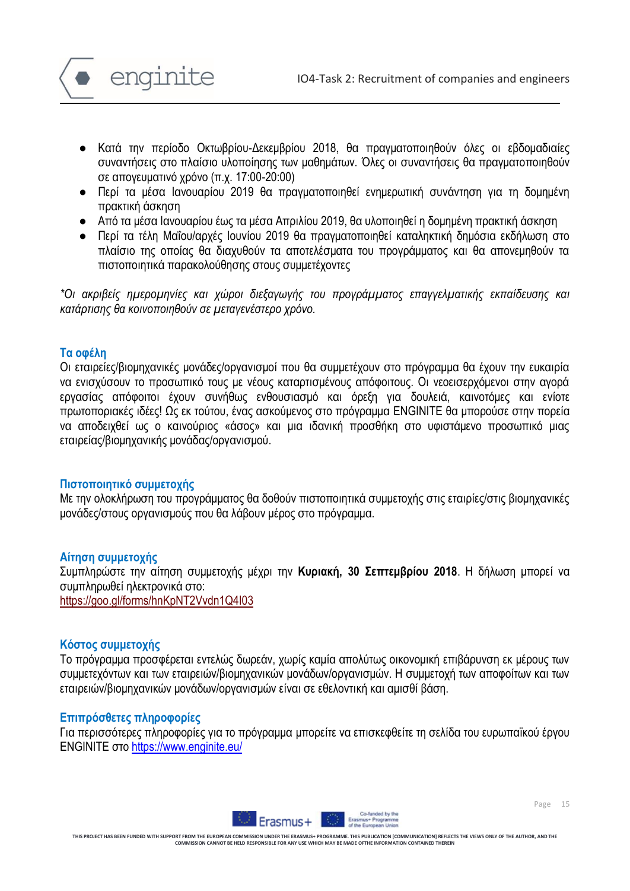- Κατά την περίοδο Οκτωβρίου-Δεκεμβρίου 2018, θα πραγματοποιηθούν όλες οι εβδομαδιαίες συναντήσεις στο πλαίσιο υλοποίησης των μαθημάτων. Όλες οι συναντήσεις θα πραγματοποιηθούν σε απογευματινό χρόνο (π.χ. 17:00-20:00)
- Περί τα μέσα Ιανουαρίου 2019 θα πραγματοποιηθεί ενημερωτική συνάντηση για τη δομημένη πρακτική άσκηση
- Από τα μέσα Ιανουαρίου έως τα μέσα Απριλίου 2019, θα υλοποιηθεί η δομημένη πρακτική άσκηση
- Περί τα τέλη Μαΐου/αρχές Ιουνίου 2019 θα πραγματοποιηθεί καταληκτική δημόσια εκδήλωση στο πλαίσιο της οποίας θα διαχυθούν τα αποτελέσματα του προγράμματος και θα απονεμηθούν τα πιστοποιητικά παρακολούθησης στους συμμετέχοντες

*\*Οι ακριβείς ημερομηνίες και χώροι διεξαγωγής του προγράμματος επαγγελματικής εκπαίδευσης και κατάρτισης θα κοινοποιηθούν σε μεταγενέστερο χρόνο.*

### Τα οφέλη

Οι εταιρείες/βιομηχανικές μονάδες/οργανισμοί που θα συμμετέχουν στο πρόγραμμα θα έχουν την ευκαιρία να ενισχύσουν το προσωπικό τους με νέους καταρτισμένους απόφοιτους. Οι νεοεισερχόμενοι στην αγορά εργασίας απόφοιτοι έχουν συνήθως ενθουσιασμό και όρεξη για δουλειά, καινοτόμες και ενίοτε πρωτοποριακές ιδέες! Ως εκ τούτου, ένας ασκούμενος στο πρόγραμμα ENGINITE θα μπορούσε στην πορεία να αποδειχθεί ως ο καινούριος «άσος» και μια ιδανική προσθήκη στο υφιστάμενο προσωπικό μιας εταιρείας/βιομηχανικής μονάδας/οργανισμού.

### Πιστοποιητικό συμμετοχής

Με την ολοκλήρωση του προγράμματος θα δοθούν πιστοποιητικά συμμετοχής στις εταιρίες/στις βιομηχανικές μονάδες/στους οργανισμούς που θα λάβουν μέρος στο πρόγραμμα.

### Αίτηση συμμετοχής

Συμπληρώστε την αίτηση συμμετοχής μέχρι την **Κυριακή, 30 Σεπτεμβρίου 2018**. Η δήλωση μπορεί να συμπληρωθεί ηλεκτρονικά στο:
https://goo.gl/forms/hnKpNT2Vvdn1Q4I03

### Κόστος συμμετοχής

Το πρόγραμμα προσφέρεται εντελώς δωρεάν, χωρίς καμία απολύτως οικονομική επιβάρυνση εκ μέρους των συμμετεχόντων και των εταιρειών/βιομηχανικών μονάδων/οργανισμών. Η συμμετοχή των αποφοίτων και των εταιρειών/βιομηχανικών μονάδων/οργανισμών είναι σε εθελοντική και αμισθί βάση.

### Επιπρόσθετες πληροφορίες

Για περισσότερες πληροφορίες για το πρόγραμμα μπορείτε να επισκεφθείτε τη σελίδα του ευρωπαϊκού έργου ENGINITE στο https://www.enginite.eu/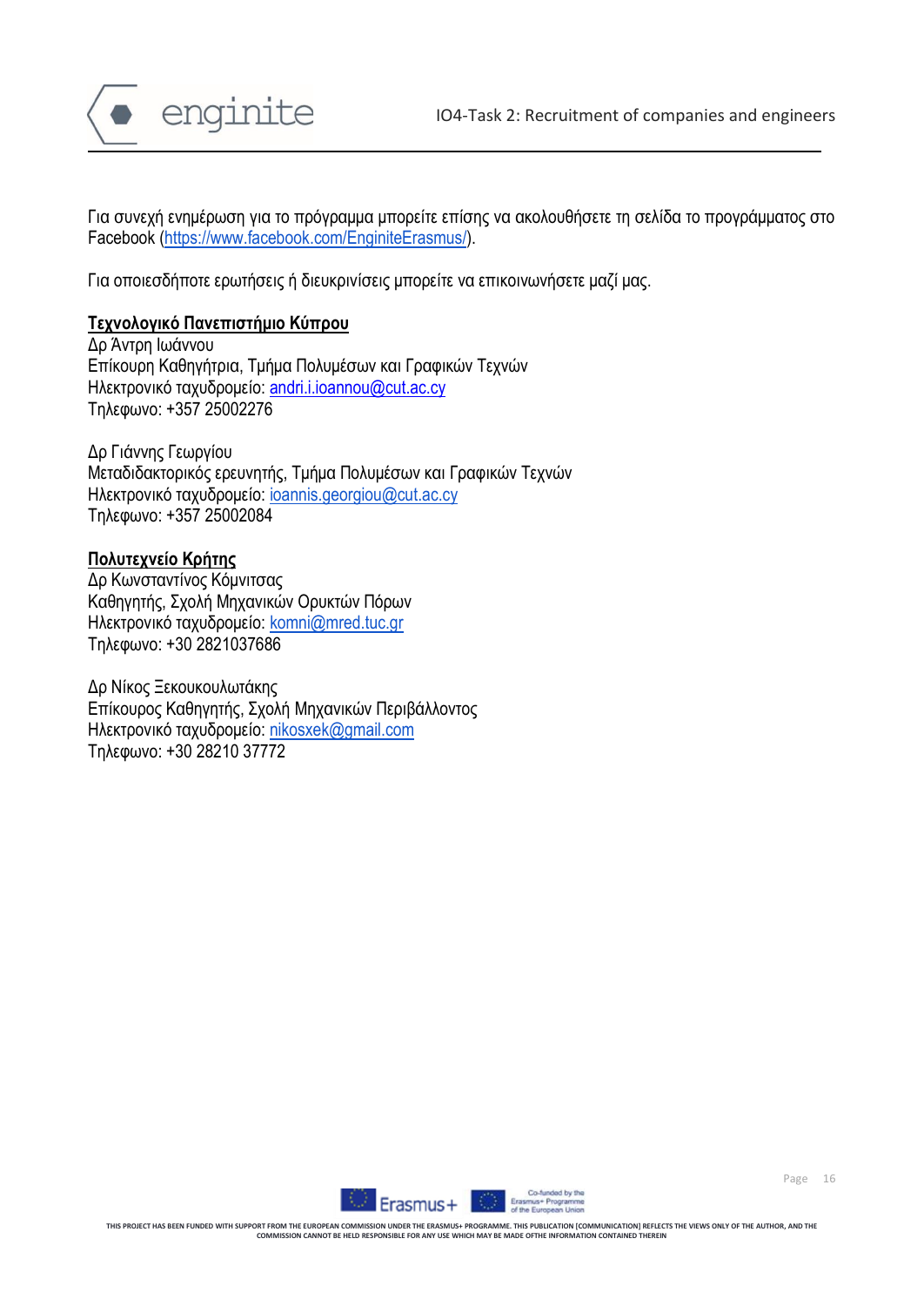Για συνεχή ενημέρωση για το πρόγραμμα μπορείτε επίσης να ακολουθήσετε τη σελίδα το προγράμματος στο Facebook (https://www.facebook.com/EnginiteErasmus/).

Για οποιεσδήποτε ερωτήσεις ή διευκρινίσεις μπορείτε να επικοινωνήσετε μαζί μας.

**Τεχνολογικό Πανεπιστήμιο Κύπρου**
Δρ Άντρη Ιωάννου
Επίκουρη Καθηγήτρια, Τμήμα Πολυμέσων και Γραφικών Τεχνών
Ηλεκτρονικό ταχυδρομείο: andri.i.ioannou@cut.ac.cy
Τηλεφωνο: +357 25002276

Δρ Γιάννης Γεωργίου
Μεταδιδακτορικός ερευνητής, Τμήμα Πολυμέσων και Γραφικών Τεχνών
Ηλεκτρονικό ταχυδρομείο: ioannis.georgiou@cut.ac.cy
Τηλεφωνο: +357 25002084

**Πολυτεχνείο Κρήτης**
Δρ Κωνσταντίνος Κόμνιτσας
Καθηγητής, Σχολή Μηχανικών Ορυκτών Πόρων
Ηλεκτρονικό ταχυδρομείο: komni@mred.tuc.gr
Τηλεφωνο: +30 2821037686

Δρ Νίκος Ξεκουκουλωτάκης
Επίκουρος Καθηγητής, Σχολή Μηχανικών Περιβάλλοντος
Ηλεκτρονικό ταχυδρομείο: nikosxek@gmail.com
Τηλεφωνο: +30 28210 37772